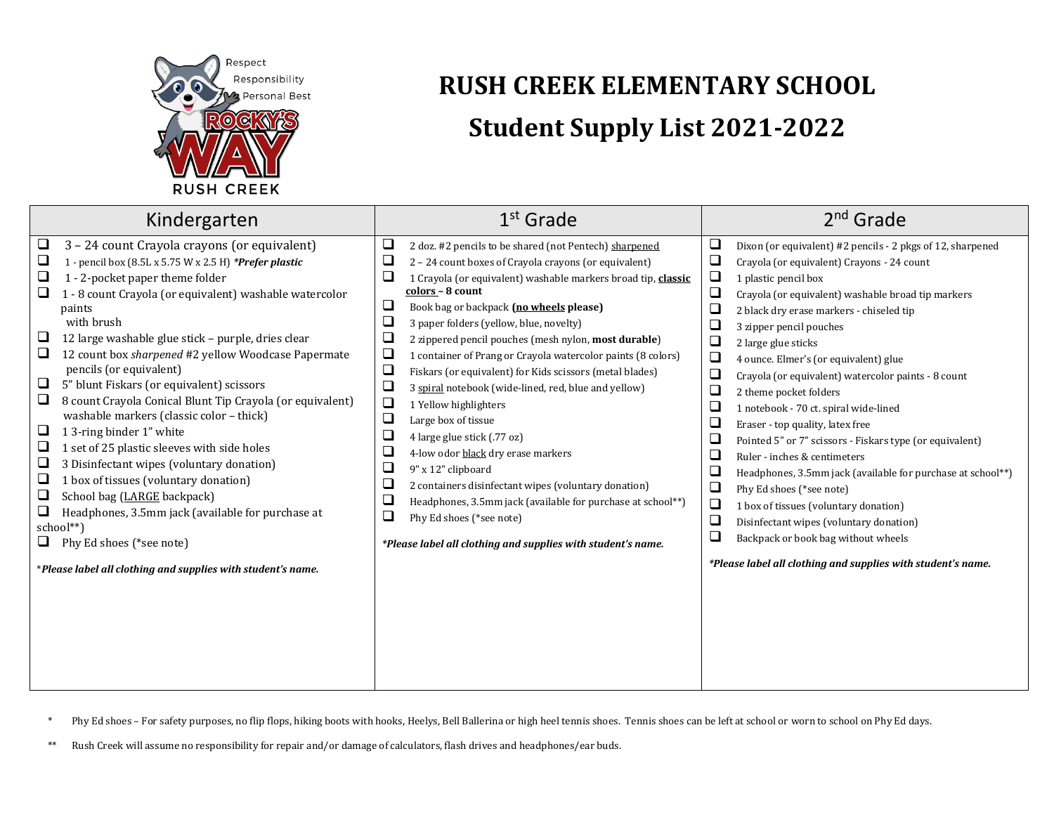Respect
Responsibility
Personal Best
ROCKY'S WAY
RUSH CREEK

# RUSH CREEK ELEMENTARY SCHOOL

# Student Supply List 2021-2022

## Kindergarten

- ❑ 3 – 24 count Crayola crayons (or equivalent)
- ❑ 1 - pencil box (8.5L x 5.75 W x 2.5 H) ***Prefer plastic***
- ❑ 1 - 2-pocket paper theme folder
- ❑ 1 - 8 count Crayola (or equivalent) washable watercolor paints with brush
- ❑ 12 large washable glue stick – purple, dries clear
- ❑ 12 count box *sharpened* #2 yellow Woodcase Papermate pencils (or equivalent)
- ❑ 5" blunt Fiskars (or equivalent) scissors
- ❑ 8 count Crayola Conical Blunt Tip Crayola (or equivalent) washable markers (classic color – thick)
- ❑ 1 3-ring binder 1" white
- ❑ 1 set of 25 plastic sleeves with side holes
- ❑ 3 Disinfectant wipes (voluntary donation)
- ❑ 1 box of tissues (voluntary donation)
- ❑ School bag (LARGE backpack)
- ❑ Headphones, 3.5mm jack (available for purchase at school**)
- ❑ Phy Ed shoes (*see note)

****Please label all clothing and supplies with student's name.***

## 1st Grade

- ❑ 2 doz. #2 pencils to be shared (not Pentech) sharpened
- ❑ 2 – 24 count boxes of Crayola crayons (or equivalent)
- ❑ 1 Crayola (or equivalent) washable markers broad tip, **classic colors – 8 count**
- ❑ Book bag or backpack **(no wheels please)**
- ❑ 3 paper folders (yellow, blue, novelty)
- ❑ 2 zippered pencil pouches (mesh nylon, **most durable**)
- ❑ 1 container of Prang or Crayola watercolor paints (8 colors)
- ❑ Fiskars (or equivalent) for Kids scissors (metal blades)
- ❑ 3 spiral notebook (wide-lined, red, blue and yellow)
- ❑ 1 Yellow highlighters
- ❑ Large box of tissue
- ❑ 4 large glue stick (.77 oz)
- ❑ 4-low odor black dry erase markers
- ❑ 9" x 12" clipboard
- ❑ 2 containers disinfectant wipes (voluntary donation)
- ❑ Headphones, 3.5mm jack (available for purchase at school**)
- ❑ Phy Ed shoes (*see note)

****Please label all clothing and supplies with student's name.***

## 2nd Grade

- ❑ Dixon (or equivalent) #2 pencils - 2 pkgs of 12, sharpened
- ❑ Crayola (or equivalent) Crayons - 24 count
- ❑ 1 plastic pencil box
- ❑ Crayola (or equivalent) washable broad tip markers
- ❑ 2 black dry erase markers - chiseled tip
- ❑ 3 zipper pencil pouches
- ❑ 2 large glue sticks
- ❑ 4 ounce. Elmer's (or equivalent) glue
- ❑ Crayola (or equivalent) watercolor paints - 8 count
- ❑ 2 theme pocket folders
- ❑ 1 notebook - 70 ct. spiral wide-lined
- ❑ Eraser - top quality, latex free
- ❑ Pointed 5" or 7" scissors - Fiskars type (or equivalent)
- ❑ Ruler - inches & centimeters
- ❑ Headphones, 3.5mm jack (available for purchase at school**)
- ❑ Phy Ed shoes (*see note)
- ❑ 1 box of tissues (voluntary donation)
- ❑ Disinfectant wipes (voluntary donation)
- ❑ Backpack or book bag without wheels

****Please label all clothing and supplies with student's name.***

\* Phy Ed shoes – For safety purposes, no flip flops, hiking boots with hooks, Heelys, Bell Ballerina or high heel tennis shoes. Tennis shoes can be left at school or worn to school on Phy Ed days.

\*\* Rush Creek will assume no responsibility for repair and/or damage of calculators, flash drives and headphones/ear buds.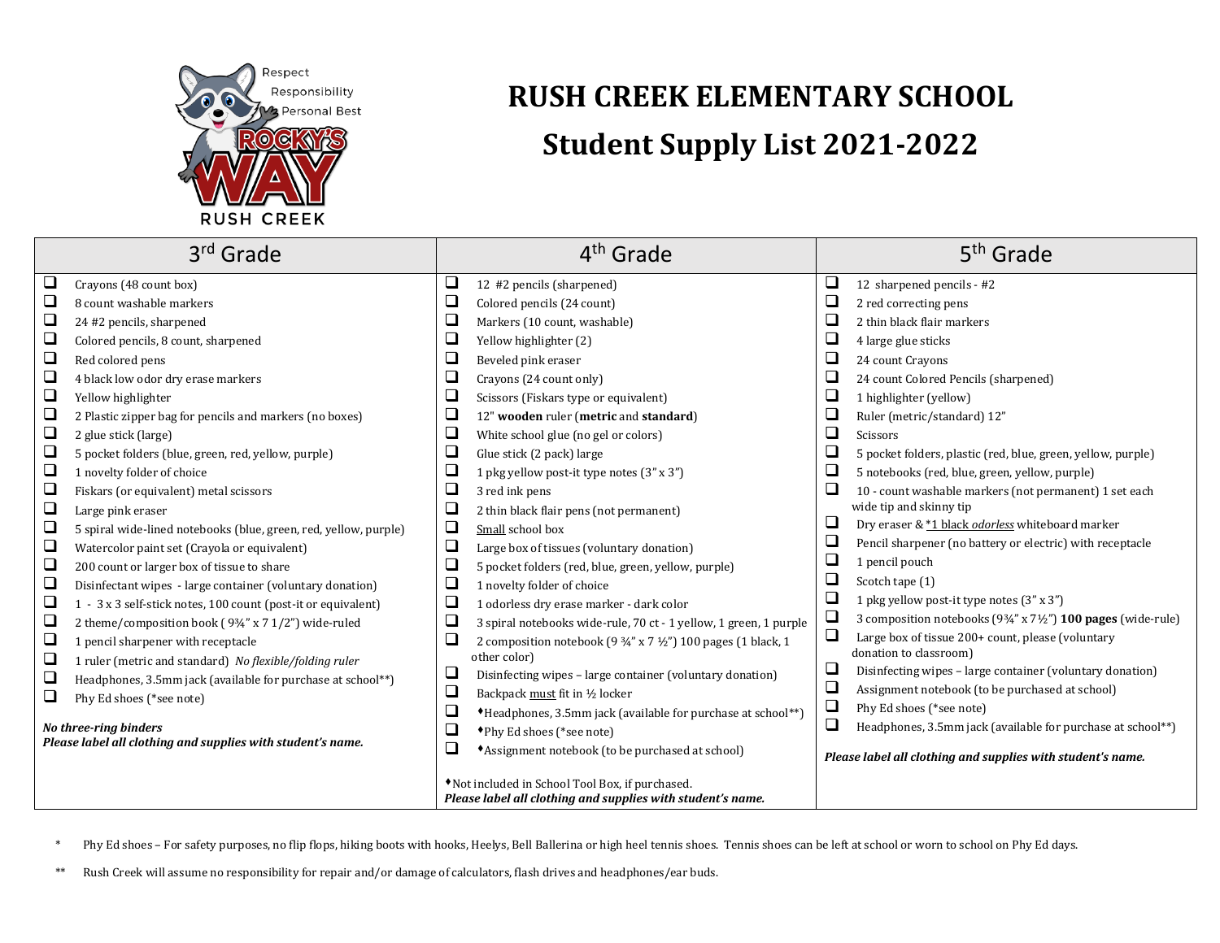Respect
Responsibility
Personal Best
ROCKY'S WAY
RUSH CREEK

# RUSH CREEK ELEMENTARY SCHOOL

# Student Supply List 2021-2022

## 3rd Grade

- ❑ Crayons (48 count box)
- ❑ 8 count washable markers
- ❑ 24 #2 pencils, sharpened
- ❑ Colored pencils, 8 count, sharpened
- ❑ Red colored pens
- ❑ 4 black low odor dry erase markers
- ❑ Yellow highlighter
- ❑ 2 Plastic zipper bag for pencils and markers (no boxes)
- ❑ 2 glue stick (large)
- ❑ 5 pocket folders (blue, green, red, yellow, purple)
- ❑ 1 novelty folder of choice
- ❑ Fiskars (or equivalent) metal scissors
- ❑ Large pink eraser
- ❑ 5 spiral wide-lined notebooks (blue, green, red, yellow, purple)
- ❑ Watercolor paint set (Crayola or equivalent)
- ❑ 200 count or larger box of tissue to share
- ❑ Disinfectant wipes - large container (voluntary donation)
- ❑ 1 - 3 x 3 self-stick notes, 100 count (post-it or equivalent)
- ❑ 2 theme/composition book ( 9¾" x 7 1/2") wide-ruled
- ❑ 1 pencil sharpener with receptacle
- ❑ 1 ruler (metric and standard) *No flexible/folding ruler*
- ❑ Headphones, 3.5mm jack (available for purchase at school**)
- ❑ Phy Ed shoes (*see note)

***No three-ring binders***
***Please label all clothing and supplies with student's name.***

## 4th Grade

- ❑ 12 #2 pencils (sharpened)
- ❑ Colored pencils (24 count)
- ❑ Markers (10 count, washable)
- ❑ Yellow highlighter (2)
- ❑ Beveled pink eraser
- ❑ Crayons (24 count only)
- ❑ Scissors (Fiskars type or equivalent)
- ❑ 12" **wooden** ruler (**metric** and **standard**)
- ❑ White school glue (no gel or colors)
- ❑ Glue stick (2 pack) large
- ❑ 1 pkg yellow post-it type notes (3" x 3")
- ❑ 3 red ink pens
- ❑ 2 thin black flair pens (not permanent)
- ❑ <u>Small</u> school box
- ❑ Large box of tissues (voluntary donation)
- ❑ 5 pocket folders (red, blue, green, yellow, purple)
- ❑ 1 novelty folder of choice
- ❑ 1 odorless dry erase marker - dark color
- ❑ 3 spiral notebooks wide-rule, 70 ct - 1 yellow, 1 green, 1 purple
- ❑ 2 composition notebook (9 ¾" x 7 ½") 100 pages (1 black, 1 other color)
- ❑ Disinfecting wipes – large container (voluntary donation)
- ❑ Backpack <u>must</u> fit in ½ locker
- ❑ ♦Headphones, 3.5mm jack (available for purchase at school**)
- ❑ ♦Phy Ed shoes (*see note)
- ❑ ♦Assignment notebook (to be purchased at school)

♦Not included in School Tool Box, if purchased.
***Please label all clothing and supplies with student's name.***

## 5th Grade

- ❑ 12 sharpened pencils - #2
- ❑ 2 red correcting pens
- ❑ 2 thin black flair markers
- ❑ 4 large glue sticks
- ❑ 24 count Crayons
- ❑ 24 count Colored Pencils (sharpened)
- ❑ 1 highlighter (yellow)
- ❑ Ruler (metric/standard) 12"
- ❑ Scissors
- ❑ 5 pocket folders, plastic (red, blue, green, yellow, purple)
- ❑ 5 notebooks (red, blue, green, yellow, purple)
- ❑ 10 - count washable markers (not permanent) 1 set each wide tip and skinny tip
- ❑ Dry eraser & <u>*1 black *odorless* whiteboard marker</u>
- ❑ Pencil sharpener (no battery or electric) with receptacle
- ❑ 1 pencil pouch
- ❑ Scotch tape (1)
- ❑ 1 pkg yellow post-it type notes (3" x 3")
- ❑ 3 composition notebooks (9¾" x 7½") **100 pages** (wide-rule)
- ❑ Large box of tissue 200+ count, please (voluntary donation to classroom)
- ❑ Disinfecting wipes – large container (voluntary donation)
- ❑ Assignment notebook (to be purchased at school)
- ❑ Phy Ed shoes (*see note)
- ❑ Headphones, 3.5mm jack (available for purchase at school**)

***Please label all clothing and supplies with student's name.***

---

\* Phy Ed shoes – For safety purposes, no flip flops, hiking boots with hooks, Heelys, Bell Ballerina or high heel tennis shoes. Tennis shoes can be left at school or worn to school on Phy Ed days.

** Rush Creek will assume no responsibility for repair and/or damage of calculators, flash drives and headphones/ear buds.